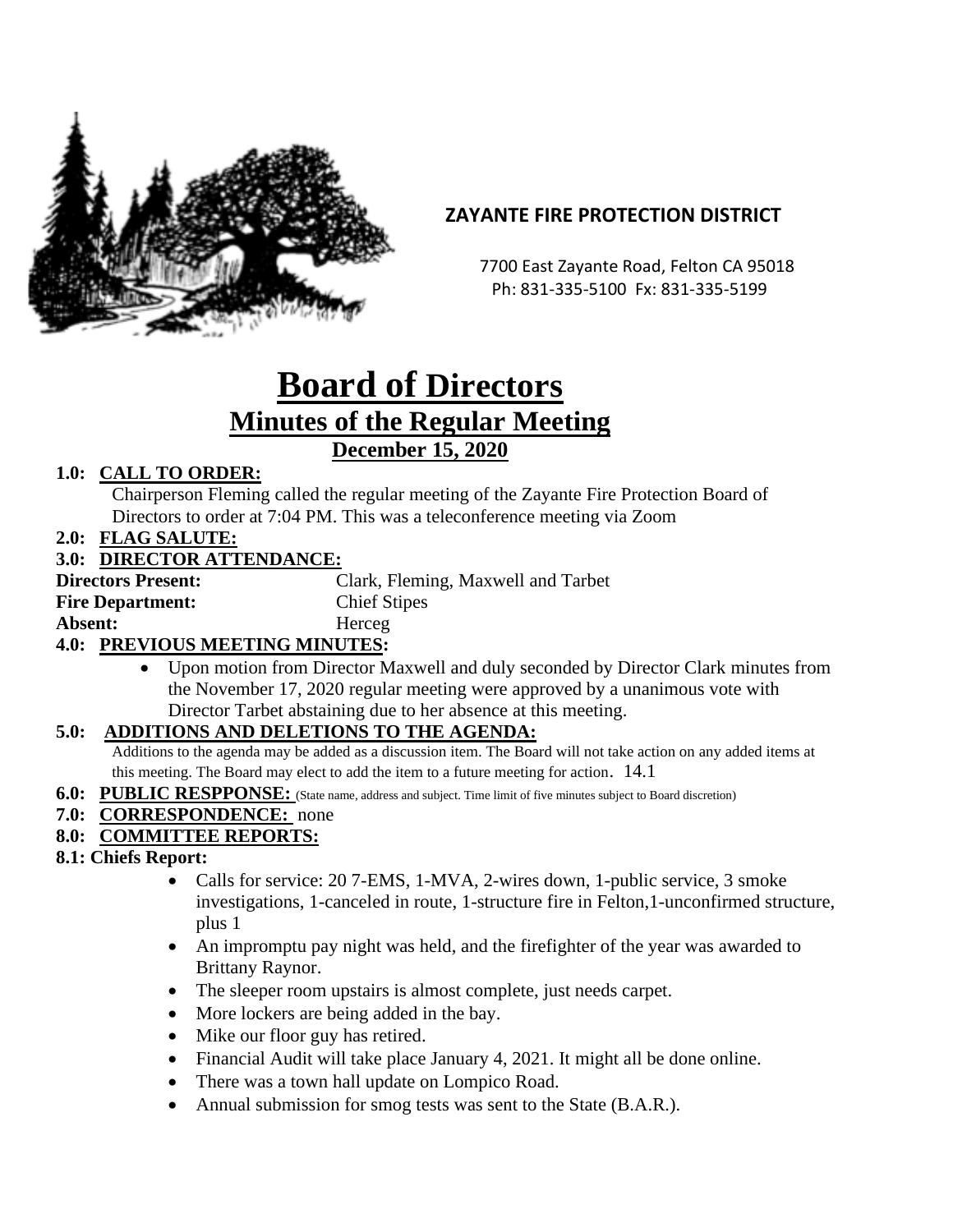**ZAYANTE FIRE PROTECTION DISTRICT**

7700 East Zayante Road, Felton CA 95018
Ph: 831-335-5100 Fx: 831-335-5199

# Board of Directors

## Minutes of the Regular Meeting

### December 15, 2020

**1.0: CALL TO ORDER:**

Chairperson Fleming called the regular meeting of the Zayante Fire Protection Board of Directors to order at 7:04 PM. This was a teleconference meeting via Zoom

**2.0: FLAG SALUTE:**

**3.0: DIRECTOR ATTENDANCE:**

**Directors Present:** Clark, Fleming, Maxwell and Tarbet
**Fire Department:** Chief Stipes
**Absent:** Herceg

**4.0: PREVIOUS MEETING MINUTES:**

- Upon motion from Director Maxwell and duly seconded by Director Clark minutes from the November 17, 2020 regular meeting were approved by a unanimous vote with Director Tarbet abstaining due to her absence at this meeting.

**5.0: ADDITIONS AND DELETIONS TO THE AGENDA:**

Additions to the agenda may be added as a discussion item. The Board will not take action on any added items at this meeting. The Board may elect to add the item to a future meeting for action. 14.1

**6.0: PUBLIC RESPPONSE:** (State name, address and subject. Time limit of five minutes subject to Board discretion)

**7.0: CORRESPONDENCE:** none

**8.0: COMMITTEE REPORTS:**

**8.1: Chiefs Report:**

- Calls for service: 20 7-EMS, 1-MVA, 2-wires down, 1-public service, 3 smoke investigations, 1-canceled in route, 1-structure fire in Felton,1-unconfirmed structure, plus 1
- An impromptu pay night was held, and the firefighter of the year was awarded to Brittany Raynor.
- The sleeper room upstairs is almost complete, just needs carpet.
- More lockers are being added in the bay.
- Mike our floor guy has retired.
- Financial Audit will take place January 4, 2021. It might all be done online.
- There was a town hall update on Lompico Road.
- Annual submission for smog tests was sent to the State (B.A.R.).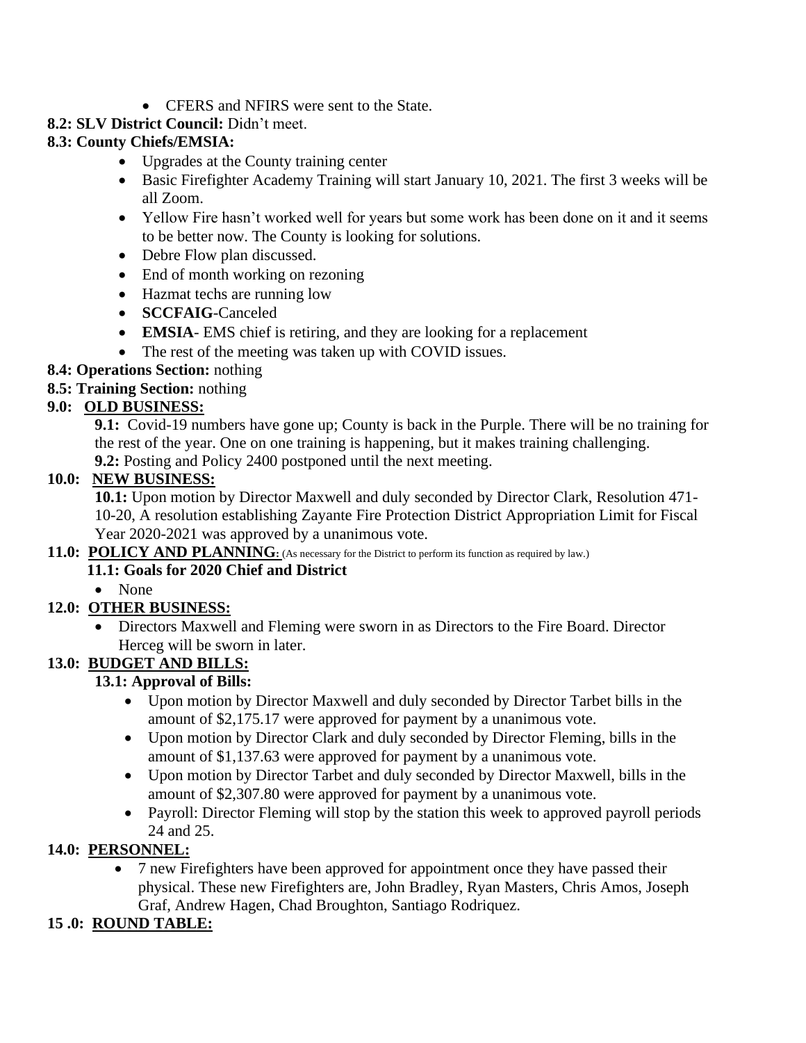- CFERS and NFIRS were sent to the State.

**8.2: SLV District Council:** Didn't meet.

**8.3: County Chiefs/EMSIA:**

- Upgrades at the County training center
- Basic Firefighter Academy Training will start January 10, 2021. The first 3 weeks will be all Zoom.
- Yellow Fire hasn't worked well for years but some work has been done on it and it seems to be better now. The County is looking for solutions.
- Debre Flow plan discussed.
- End of month working on rezoning
- Hazmat techs are running low
- **SCCFAIG**-Canceled
- **EMSIA**- EMS chief is retiring, and they are looking for a replacement
- The rest of the meeting was taken up with COVID issues.

**8.4: Operations Section:** nothing

**8.5: Training Section:** nothing

## 9.0: OLD BUSINESS:

**9.1:** Covid-19 numbers have gone up; County is back in the Purple. There will be no training for the rest of the year. One on one training is happening, but it makes training challenging.

**9.2:** Posting and Policy 2400 postponed until the next meeting.

## 10.0: NEW BUSINESS:

**10.1:** Upon motion by Director Maxwell and duly seconded by Director Clark, Resolution 471-10-20, A resolution establishing Zayante Fire Protection District Appropriation Limit for Fiscal Year 2020-2021 was approved by a unanimous vote.

## 11.0: POLICY AND PLANNING: (As necessary for the District to perform its function as required by law.)

**11.1: Goals for 2020 Chief and District**

- None

## 12.0: OTHER BUSINESS:

- Directors Maxwell and Fleming were sworn in as Directors to the Fire Board. Director Herceg will be sworn in later.

## 13.0: BUDGET AND BILLS:

**13.1: Approval of Bills:**

- Upon motion by Director Maxwell and duly seconded by Director Tarbet bills in the amount of $2,175.17 were approved for payment by a unanimous vote.
- Upon motion by Director Clark and duly seconded by Director Fleming, bills in the amount of $1,137.63 were approved for payment by a unanimous vote.
- Upon motion by Director Tarbet and duly seconded by Director Maxwell, bills in the amount of $2,307.80 were approved for payment by a unanimous vote.
- Payroll: Director Fleming will stop by the station this week to approved payroll periods 24 and 25.

## 14.0: PERSONNEL:

- 7 new Firefighters have been approved for appointment once they have passed their physical. These new Firefighters are, John Bradley, Ryan Masters, Chris Amos, Joseph Graf, Andrew Hagen, Chad Broughton, Santiago Rodriquez.

## 15 .0: ROUND TABLE: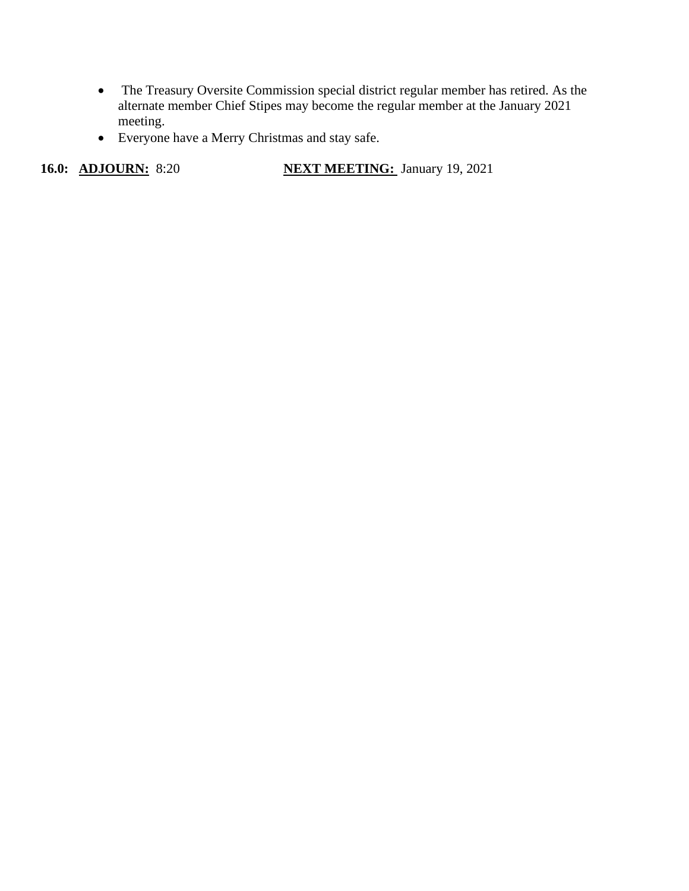- The Treasury Oversite Commission special district regular member has retired. As the alternate member Chief Stipes may become the regular member at the January 2021 meeting.
- Everyone have a Merry Christmas and stay safe.

**16.0: <u>ADJOURN:</u>** 8:20 **<u>NEXT MEETING:</u>** January 19, 2021